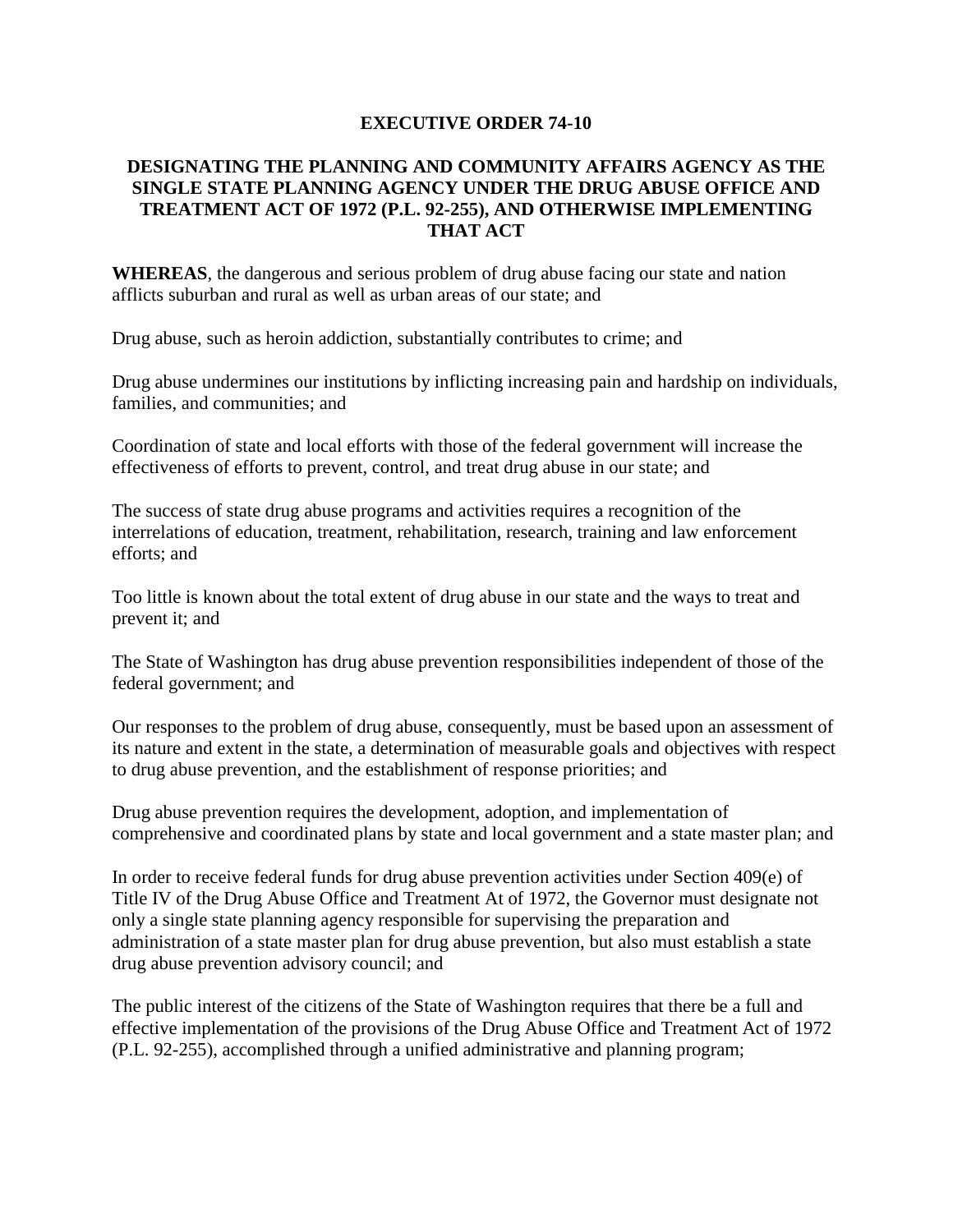# EXECUTIVE ORDER 74-10

## DESIGNATING THE PLANNING AND COMMUNITY AFFAIRS AGENCY AS THE SINGLE STATE PLANNING AGENCY UNDER THE DRUG ABUSE OFFICE AND TREATMENT ACT OF 1972 (P.L. 92-255), AND OTHERWISE IMPLEMENTING THAT ACT

**WHEREAS**, the dangerous and serious problem of drug abuse facing our state and nation afflicts suburban and rural as well as urban areas of our state; and

Drug abuse, such as heroin addiction, substantially contributes to crime; and

Drug abuse undermines our institutions by inflicting increasing pain and hardship on individuals, families, and communities; and

Coordination of state and local efforts with those of the federal government will increase the effectiveness of efforts to prevent, control, and treat drug abuse in our state; and

The success of state drug abuse programs and activities requires a recognition of the interrelations of education, treatment, rehabilitation, research, training and law enforcement efforts; and

Too little is known about the total extent of drug abuse in our state and the ways to treat and prevent it; and

The State of Washington has drug abuse prevention responsibilities independent of those of the federal government; and

Our responses to the problem of drug abuse, consequently, must be based upon an assessment of its nature and extent in the state, a determination of measurable goals and objectives with respect to drug abuse prevention, and the establishment of response priorities; and

Drug abuse prevention requires the development, adoption, and implementation of comprehensive and coordinated plans by state and local government and a state master plan; and

In order to receive federal funds for drug abuse prevention activities under Section 409(e) of Title IV of the Drug Abuse Office and Treatment At of 1972, the Governor must designate not only a single state planning agency responsible for supervising the preparation and administration of a state master plan for drug abuse prevention, but also must establish a state drug abuse prevention advisory council; and

The public interest of the citizens of the State of Washington requires that there be a full and effective implementation of the provisions of the Drug Abuse Office and Treatment Act of 1972 (P.L. 92-255), accomplished through a unified administrative and planning program;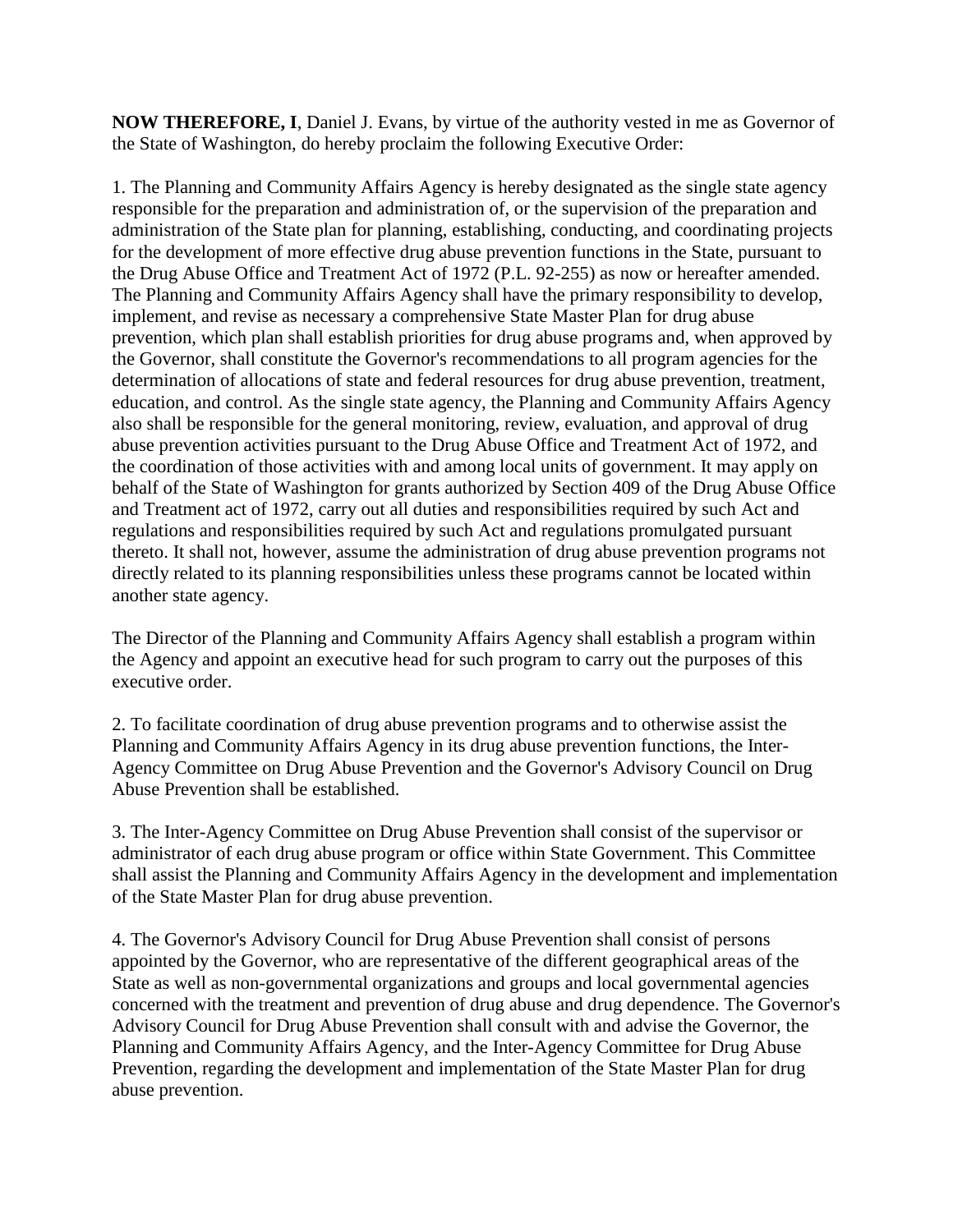**NOW THEREFORE, I**, Daniel J. Evans, by virtue of the authority vested in me as Governor of the State of Washington, do hereby proclaim the following Executive Order:

1. The Planning and Community Affairs Agency is hereby designated as the single state agency responsible for the preparation and administration of, or the supervision of the preparation and administration of the State plan for planning, establishing, conducting, and coordinating projects for the development of more effective drug abuse prevention functions in the State, pursuant to the Drug Abuse Office and Treatment Act of 1972 (P.L. 92-255) as now or hereafter amended. The Planning and Community Affairs Agency shall have the primary responsibility to develop, implement, and revise as necessary a comprehensive State Master Plan for drug abuse prevention, which plan shall establish priorities for drug abuse programs and, when approved by the Governor, shall constitute the Governor's recommendations to all program agencies for the determination of allocations of state and federal resources for drug abuse prevention, treatment, education, and control. As the single state agency, the Planning and Community Affairs Agency also shall be responsible for the general monitoring, review, evaluation, and approval of drug abuse prevention activities pursuant to the Drug Abuse Office and Treatment Act of 1972, and the coordination of those activities with and among local units of government. It may apply on behalf of the State of Washington for grants authorized by Section 409 of the Drug Abuse Office and Treatment act of 1972, carry out all duties and responsibilities required by such Act and regulations and responsibilities required by such Act and regulations promulgated pursuant thereto. It shall not, however, assume the administration of drug abuse prevention programs not directly related to its planning responsibilities unless these programs cannot be located within another state agency.

The Director of the Planning and Community Affairs Agency shall establish a program within the Agency and appoint an executive head for such program to carry out the purposes of this executive order.

2. To facilitate coordination of drug abuse prevention programs and to otherwise assist the Planning and Community Affairs Agency in its drug abuse prevention functions, the Inter-Agency Committee on Drug Abuse Prevention and the Governor's Advisory Council on Drug Abuse Prevention shall be established.

3. The Inter-Agency Committee on Drug Abuse Prevention shall consist of the supervisor or administrator of each drug abuse program or office within State Government. This Committee shall assist the Planning and Community Affairs Agency in the development and implementation of the State Master Plan for drug abuse prevention.

4. The Governor's Advisory Council for Drug Abuse Prevention shall consist of persons appointed by the Governor, who are representative of the different geographical areas of the State as well as non-governmental organizations and groups and local governmental agencies concerned with the treatment and prevention of drug abuse and drug dependence. The Governor's Advisory Council for Drug Abuse Prevention shall consult with and advise the Governor, the Planning and Community Affairs Agency, and the Inter-Agency Committee for Drug Abuse Prevention, regarding the development and implementation of the State Master Plan for drug abuse prevention.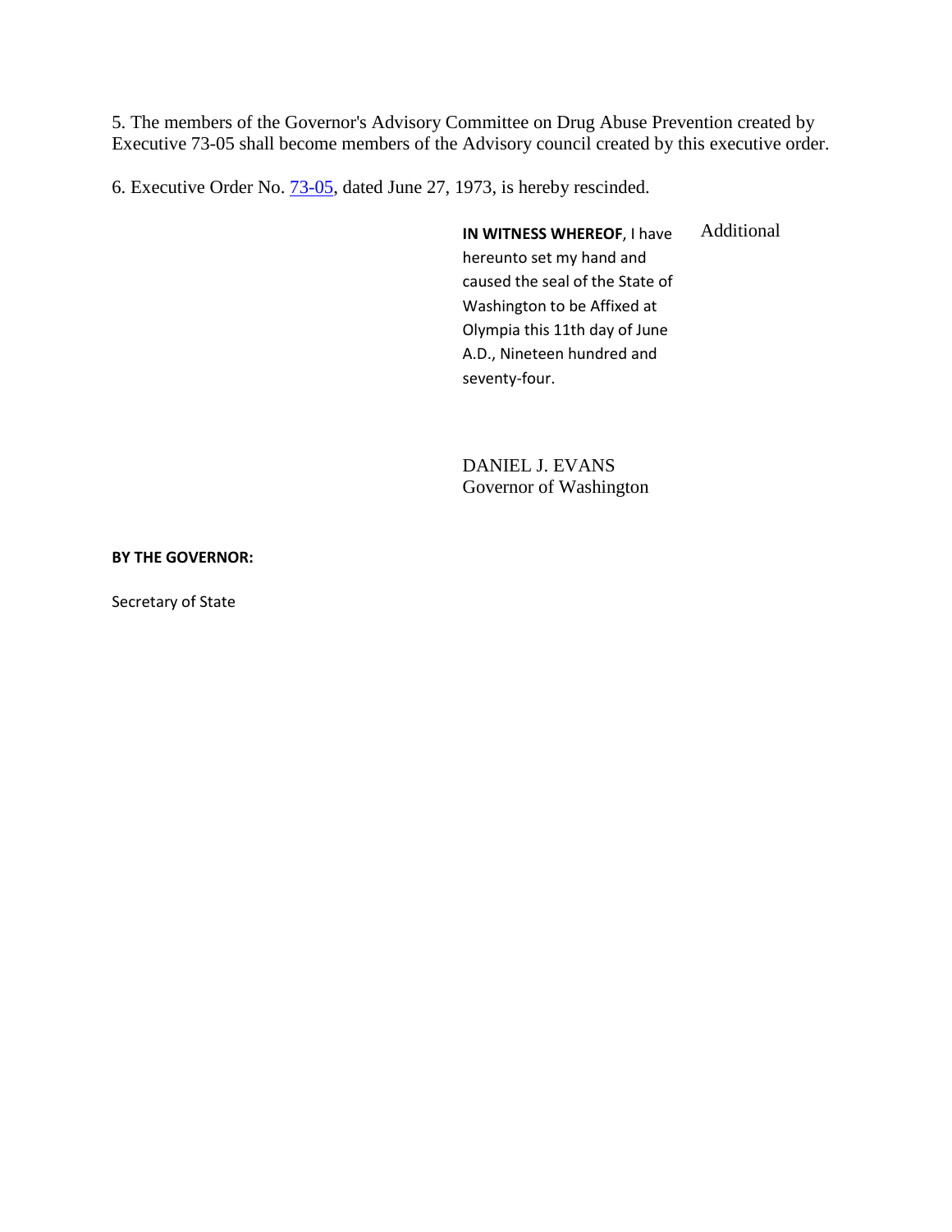5. The members of the Governor's Advisory Committee on Drug Abuse Prevention created by Executive 73-05 shall become members of the Advisory council created by this executive order.

6. Executive Order No. 73-05, dated June 27, 1973, is hereby rescinded.

**IN WITNESS WHEREOF**, I have hereunto set my hand and caused the seal of the State of Washington to be Affixed at Olympia this 11th day of June A.D., Nineteen hundred and seventy-four.

Additional

DANIEL J. EVANS
Governor of Washington

**BY THE GOVERNOR:**

Secretary of State